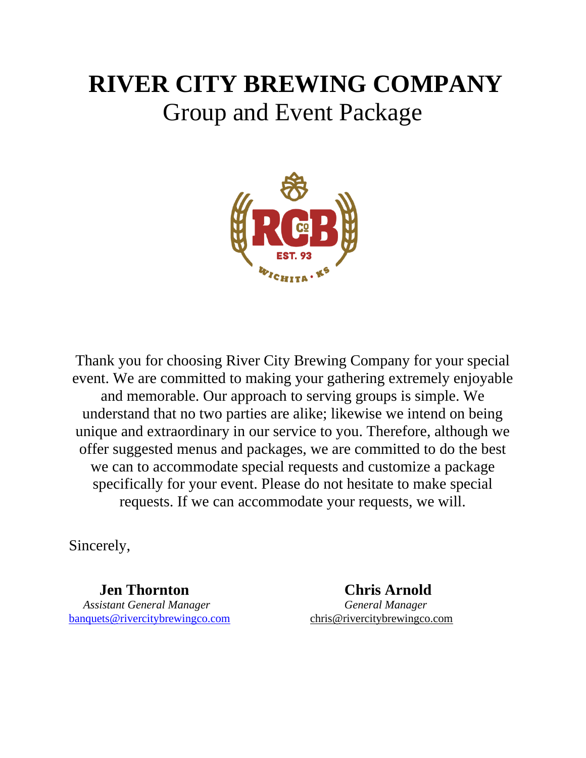# RIVER CITY BREWING COMPANY

## Group and Event Package

Thank you for choosing River City Brewing Company for your special event. We are committed to making your gathering extremely enjoyable and memorable. Our approach to serving groups is simple. We understand that no two parties are alike; likewise we intend on being unique and extraordinary in our service to you. Therefore, although we offer suggested menus and packages, we are committed to do the best we can to accommodate special requests and customize a package specifically for your event. Please do not hesitate to make special requests. If we can accommodate your requests, we will.

Sincerely,

**Jen Thornton**
*Assistant General Manager*
banquets@rivercitybrewingco.com

**Chris Arnold**
*General Manager*
chris@rivercitybrewingco.com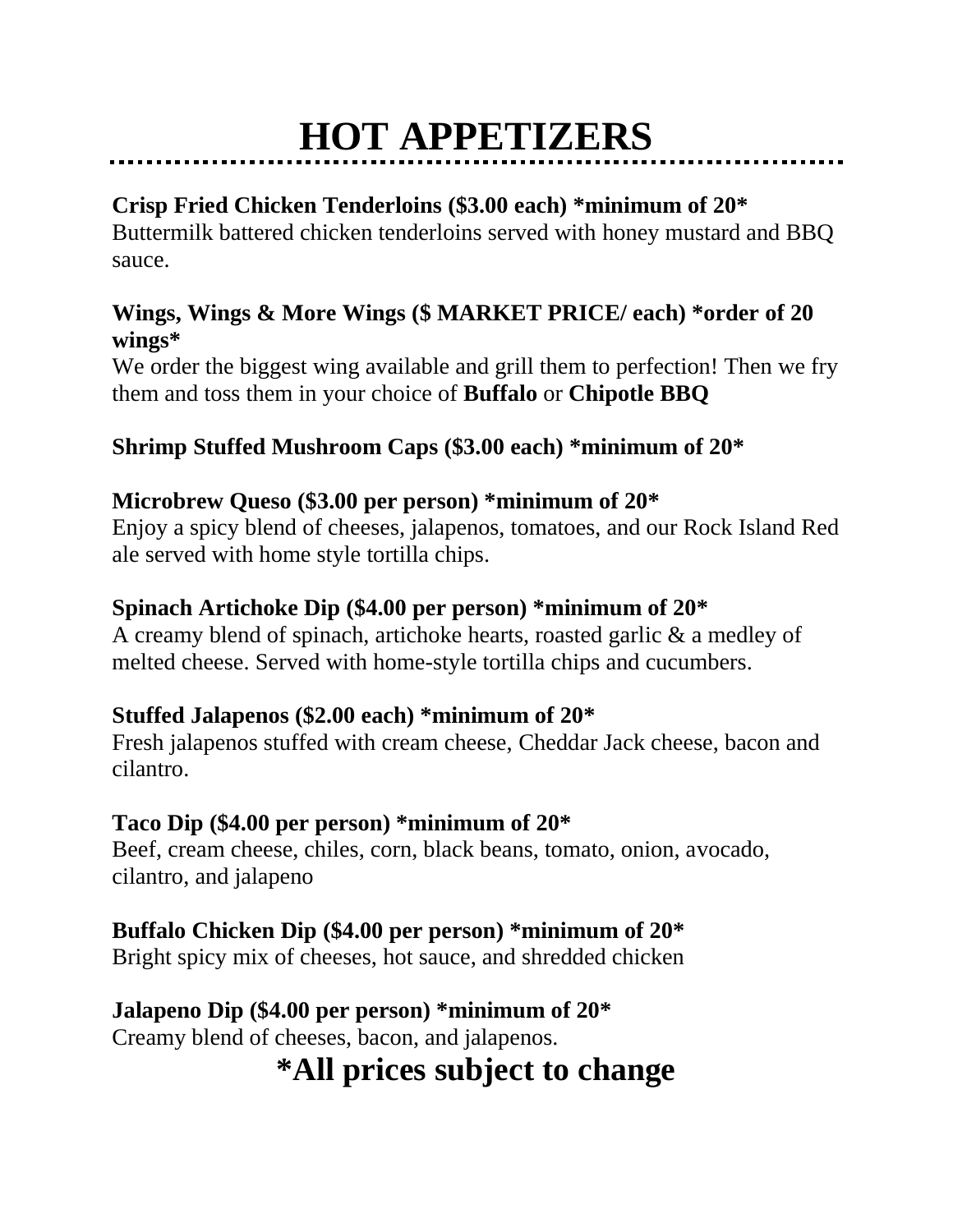# HOT APPETIZERS

**Crisp Fried Chicken Tenderloins ($3.00 each) *minimum of 20***
Buttermilk battered chicken tenderloins served with honey mustard and BBQ sauce.

**Wings, Wings & More Wings ($ MARKET PRICE/ each) *order of 20 wings***
We order the biggest wing available and grill them to perfection! Then we fry them and toss them in your choice of **Buffalo** or **Chipotle BBQ**

**Shrimp Stuffed Mushroom Caps ($3.00 each) *minimum of 20***

**Microbrew Queso ($3.00 per person) *minimum of 20***
Enjoy a spicy blend of cheeses, jalapenos, tomatoes, and our Rock Island Red ale served with home style tortilla chips.

**Spinach Artichoke Dip ($4.00 per person) *minimum of 20***
A creamy blend of spinach, artichoke hearts, roasted garlic & a medley of melted cheese. Served with home-style tortilla chips and cucumbers.

**Stuffed Jalapenos ($2.00 each) *minimum of 20***
Fresh jalapenos stuffed with cream cheese, Cheddar Jack cheese, bacon and cilantro.

**Taco Dip ($4.00 per person) *minimum of 20***
Beef, cream cheese, chiles, corn, black beans, tomato, onion, avocado, cilantro, and jalapeno

**Buffalo Chicken Dip ($4.00 per person) *minimum of 20***
Bright spicy mix of cheeses, hot sauce, and shredded chicken

**Jalapeno Dip ($4.00 per person) *minimum of 20***
Creamy blend of cheeses, bacon, and jalapenos.

## *All prices subject to change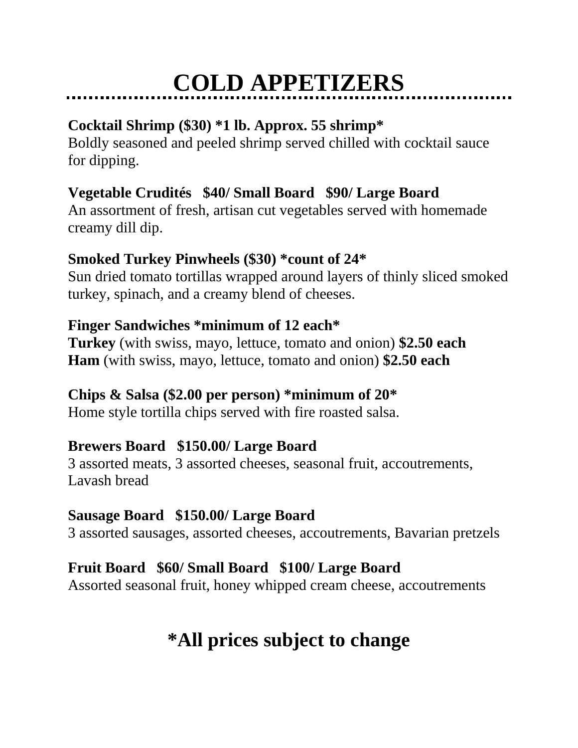# COLD APPETIZERS

**Cocktail Shrimp ($30) *1 lb. Approx. 55 shrimp***
Boldly seasoned and peeled shrimp served chilled with cocktail sauce for dipping.

**Vegetable Crudités   $40/ Small Board   $90/ Large Board**
An assortment of fresh, artisan cut vegetables served with homemade creamy dill dip.

**Smoked Turkey Pinwheels ($30) *count of 24***
Sun dried tomato tortillas wrapped around layers of thinly sliced smoked turkey, spinach, and a creamy blend of cheeses.

**Finger Sandwiches *minimum of 12 each***
**Turkey** (with swiss, mayo, lettuce, tomato and onion) **$2.50 each**
**Ham** (with swiss, mayo, lettuce, tomato and onion) **$2.50 each**

**Chips & Salsa ($2.00 per person) *minimum of 20***
Home style tortilla chips served with fire roasted salsa.

**Brewers Board   $150.00/ Large Board**
3 assorted meats, 3 assorted cheeses, seasonal fruit, accoutrements, Lavash bread

**Sausage Board   $150.00/ Large Board**
3 assorted sausages, assorted cheeses, accoutrements, Bavarian pretzels

**Fruit Board   $60/ Small Board   $100/ Large Board**
Assorted seasonal fruit, honey whipped cream cheese, accoutrements

## *All prices subject to change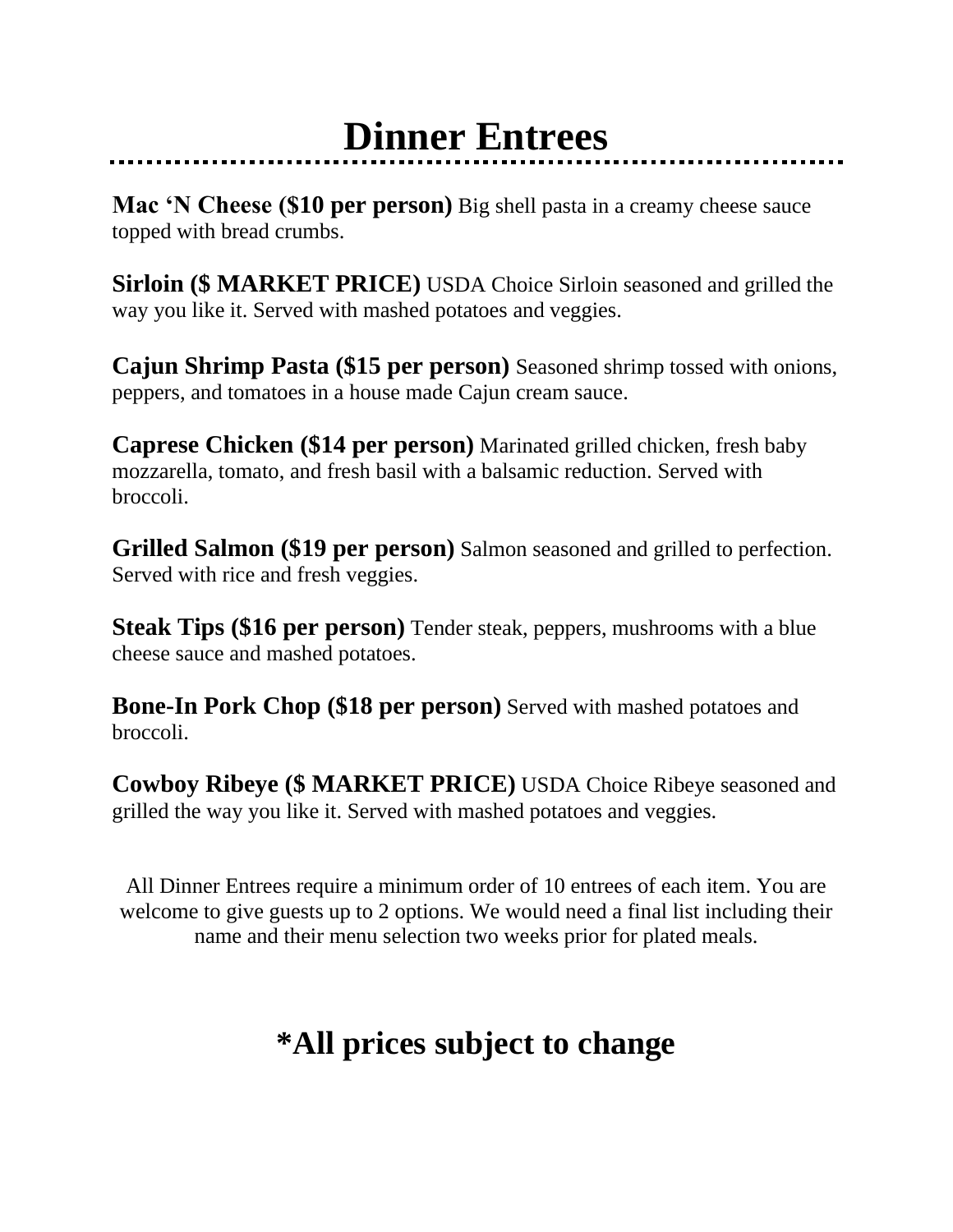# Dinner Entrees

**Mac 'N Cheese ($10 per person)** Big shell pasta in a creamy cheese sauce topped with bread crumbs.

**Sirloin ($ MARKET PRICE)** USDA Choice Sirloin seasoned and grilled the way you like it. Served with mashed potatoes and veggies.

**Cajun Shrimp Pasta ($15 per person)** Seasoned shrimp tossed with onions, peppers, and tomatoes in a house made Cajun cream sauce.

**Caprese Chicken ($14 per person)** Marinated grilled chicken, fresh baby mozzarella, tomato, and fresh basil with a balsamic reduction. Served with broccoli.

**Grilled Salmon ($19 per person)** Salmon seasoned and grilled to perfection. Served with rice and fresh veggies.

**Steak Tips ($16 per person)** Tender steak, peppers, mushrooms with a blue cheese sauce and mashed potatoes.

**Bone-In Pork Chop ($18 per person)** Served with mashed potatoes and broccoli.

**Cowboy Ribeye ($ MARKET PRICE)** USDA Choice Ribeye seasoned and grilled the way you like it. Served with mashed potatoes and veggies.

All Dinner Entrees require a minimum order of 10 entrees of each item. You are welcome to give guests up to 2 options. We would need a final list including their name and their menu selection two weeks prior for plated meals.

## *All prices subject to change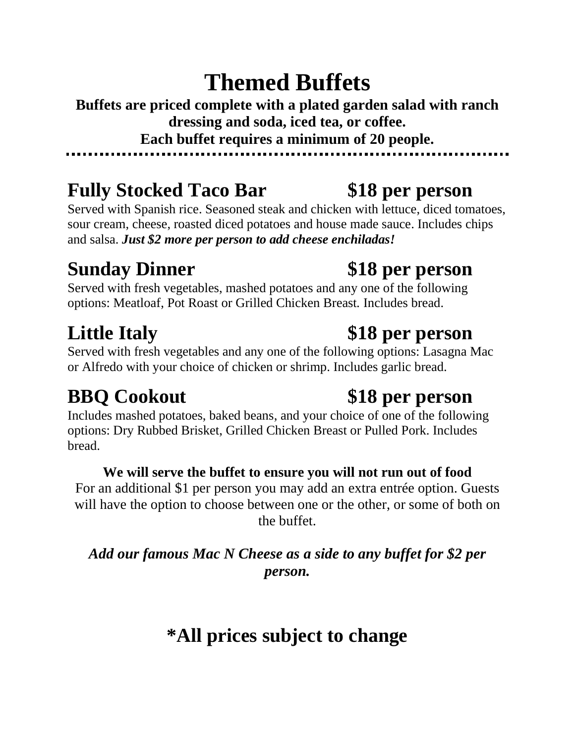# Themed Buffets

**Buffets are priced complete with a plated garden salad with ranch dressing and soda, iced tea, or coffee.**
**Each buffet requires a minimum of 20 people.**

---

## Fully Stocked Taco Bar — $18 per person

Served with Spanish rice. Seasoned steak and chicken with lettuce, diced tomatoes, sour cream, cheese, roasted diced potatoes and house made sauce. Includes chips and salsa. ***Just $2 more per person to add cheese enchiladas!***

## Sunday Dinner — $18 per person

Served with fresh vegetables, mashed potatoes and any one of the following options: Meatloaf, Pot Roast or Grilled Chicken Breast. Includes bread.

## Little Italy — $18 per person

Served with fresh vegetables and any one of the following options: Lasagna Mac or Alfredo with your choice of chicken or shrimp. Includes garlic bread.

## BBQ Cookout — $18 per person

Includes mashed potatoes, baked beans, and your choice of one of the following options: Dry Rubbed Brisket, Grilled Chicken Breast or Pulled Pork. Includes bread.

**We will serve the buffet to ensure you will not run out of food**
For an additional $1 per person you may add an extra entrée option. Guests will have the option to choose between one or the other, or some of both on the buffet.

***Add our famous Mac N Cheese as a side to any buffet for $2 per person.***

## *All prices subject to change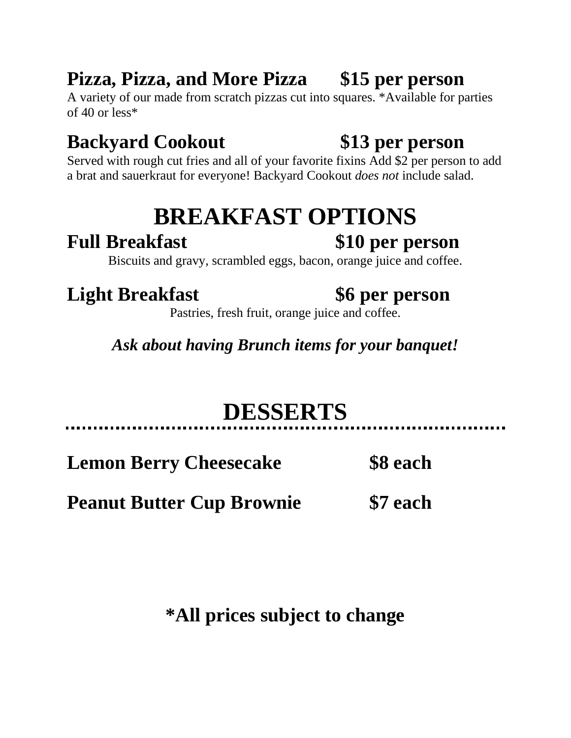### **Pizza, Pizza, and More Pizza $15 per person**

A variety of our made from scratch pizzas cut into squares. *Available for parties of 40 or less*

### **Backyard Cookout $13 per person**

Served with rough cut fries and all of your favorite fixins Add $2 per person to add a brat and sauerkraut for everyone! Backyard Cookout *does not* include salad.

# BREAKFAST OPTIONS

### **Full Breakfast $10 per person**

Biscuits and gravy, scrambled eggs, bacon, orange juice and coffee.

### **Light Breakfast $6 per person**

Pastries, fresh fruit, orange juice and coffee.

***Ask about having Brunch items for your banquet!***

# DESSERTS

**Lemon Berry Cheesecake $8 each**

**Peanut Butter Cup Brownie $7 each**

**\*All prices subject to change**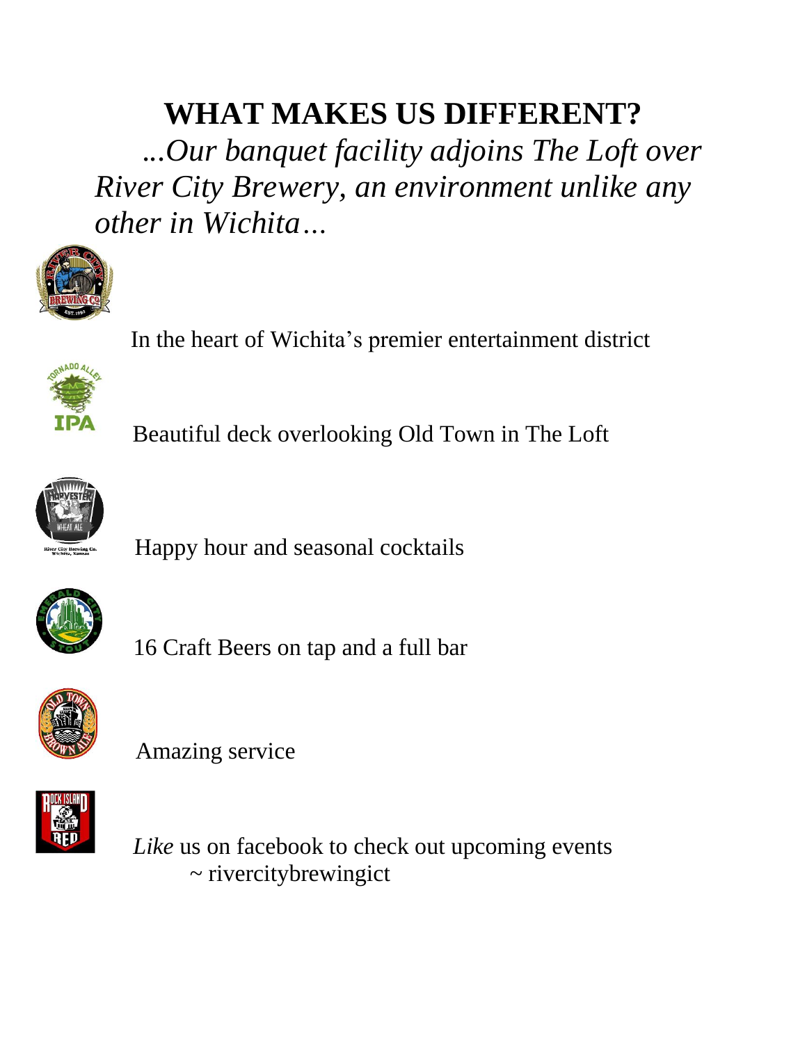# WHAT MAKES US DIFFERENT?

*...Our banquet facility adjoins The Loft over River City Brewery, an environment unlike any other in Wichita…*

In the heart of Wichita's premier entertainment district

Beautiful deck overlooking Old Town in The Loft

Happy hour and seasonal cocktails

16 Craft Beers on tap and a full bar

Amazing service

*Like* us on facebook to check out upcoming events
~ rivercitybrewingict